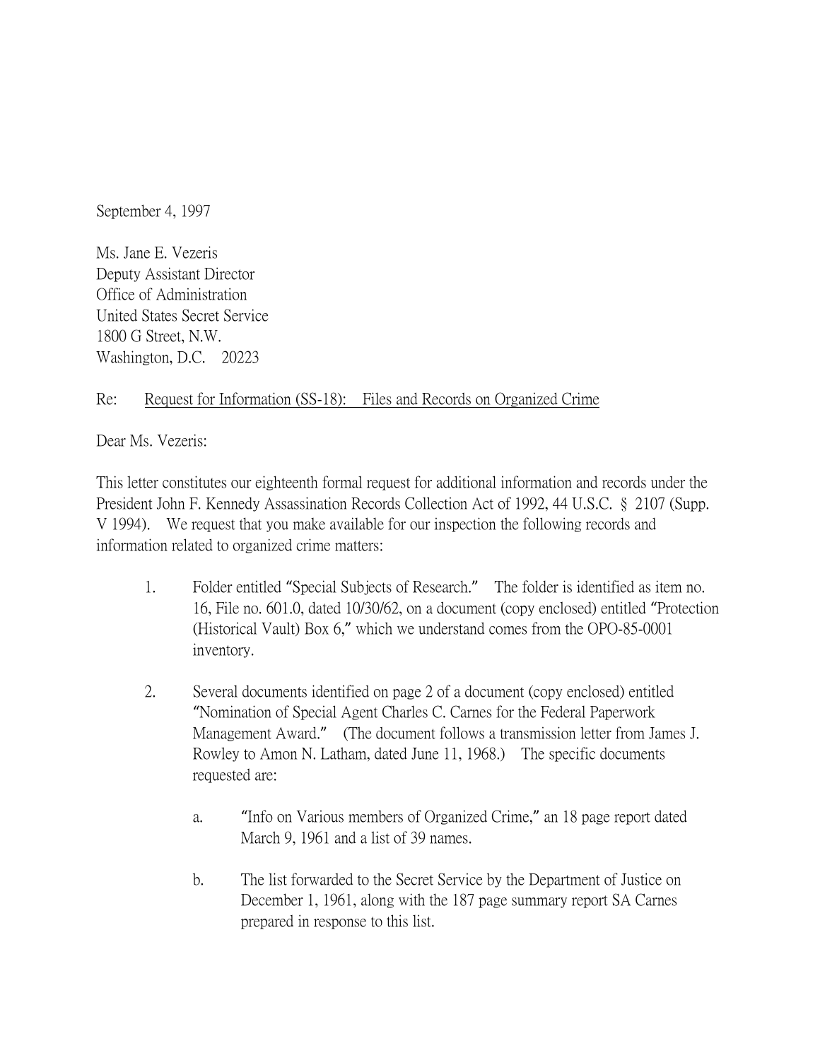September 4, 1997

Ms. Jane E. Vezeris  
Deputy Assistant Director  
Office of Administration  
United States Secret Service  
1800 G Street, N.W.  
Washington, D.C. 20223

Re: Request for Information (SS-18): Files and Records on Organized Crime

Dear Ms. Vezeris:

This letter constitutes our eighteenth formal request for additional information and records under the President John F. Kennedy Assassination Records Collection Act of 1992, 44 U.S.C. § 2107 (Supp. V 1994). We request that you make available for our inspection the following records and information related to organized crime matters:

1. Folder entitled "Special Subjects of Research." The folder is identified as item no. 16, File no. 601.0, dated 10/30/62, on a document (copy enclosed) entitled "Protection (Historical Vault) Box 6," which we understand comes from the OPO-85-0001 inventory.

2. Several documents identified on page 2 of a document (copy enclosed) entitled "Nomination of Special Agent Charles C. Carnes for the Federal Paperwork Management Award." (The document follows a transmission letter from James J. Rowley to Amon N. Latham, dated June 11, 1968.) The specific documents requested are:

   a. "Info on Various members of Organized Crime," an 18 page report dated March 9, 1961 and a list of 39 names.

   b. The list forwarded to the Secret Service by the Department of Justice on December 1, 1961, along with the 187 page summary report SA Carnes prepared in response to this list.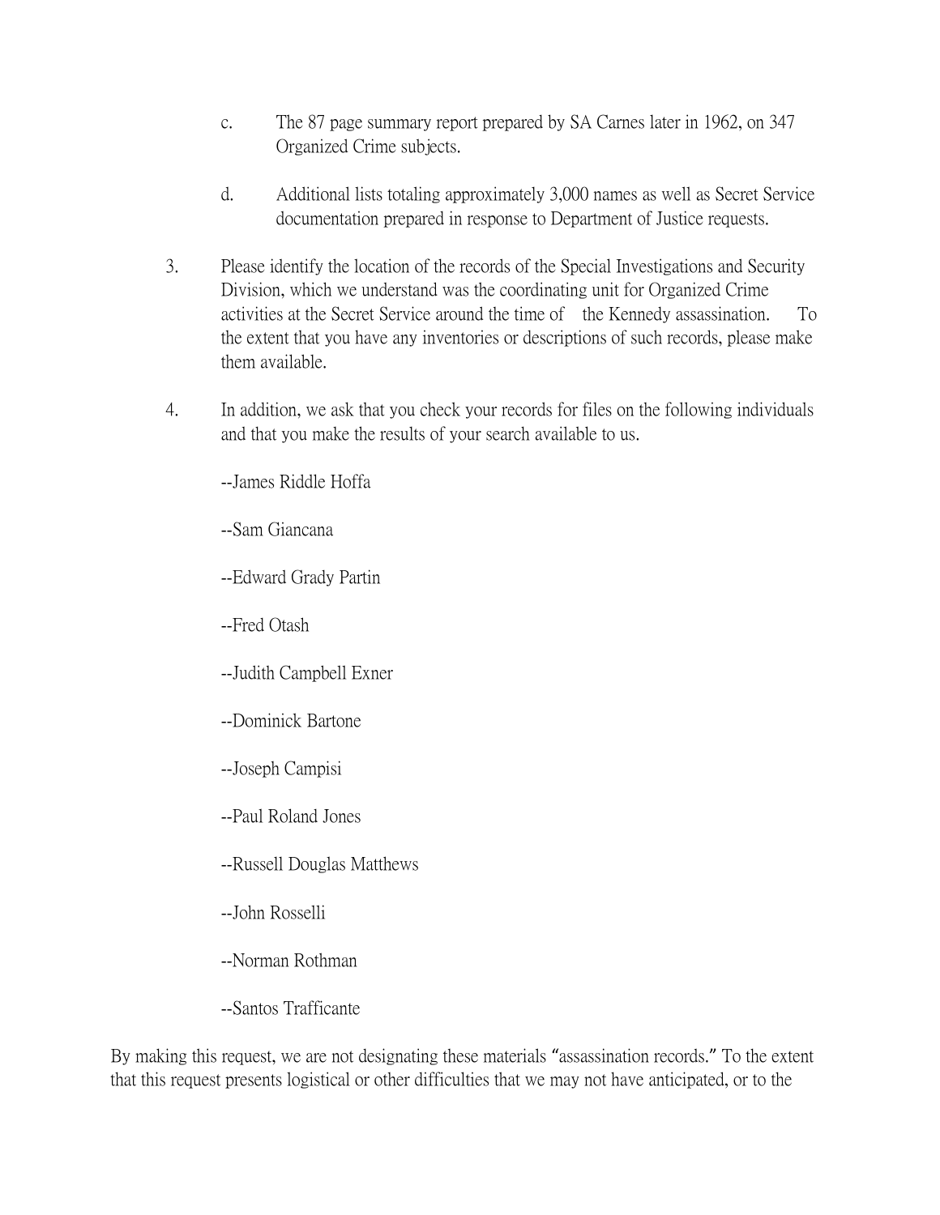c. The 87 page summary report prepared by SA Carnes later in 1962, on 347 Organized Crime subjects.

d. Additional lists totaling approximately 3,000 names as well as Secret Service documentation prepared in response to Department of Justice requests.

3. Please identify the location of the records of the Special Investigations and Security Division, which we understand was the coordinating unit for Organized Crime activities at the Secret Service around the time of the Kennedy assassination. To the extent that you have any inventories or descriptions of such records, please make them available.

4. In addition, we ask that you check your records for files on the following individuals and that you make the results of your search available to us.

--James Riddle Hoffa

--Sam Giancana

--Edward Grady Partin

--Fred Otash

--Judith Campbell Exner

--Dominick Bartone

--Joseph Campisi

--Paul Roland Jones

--Russell Douglas Matthews

--John Rosselli

--Norman Rothman

--Santos Trafficante

By making this request, we are not designating these materials "assassination records." To the extent that this request presents logistical or other difficulties that we may not have anticipated, or to the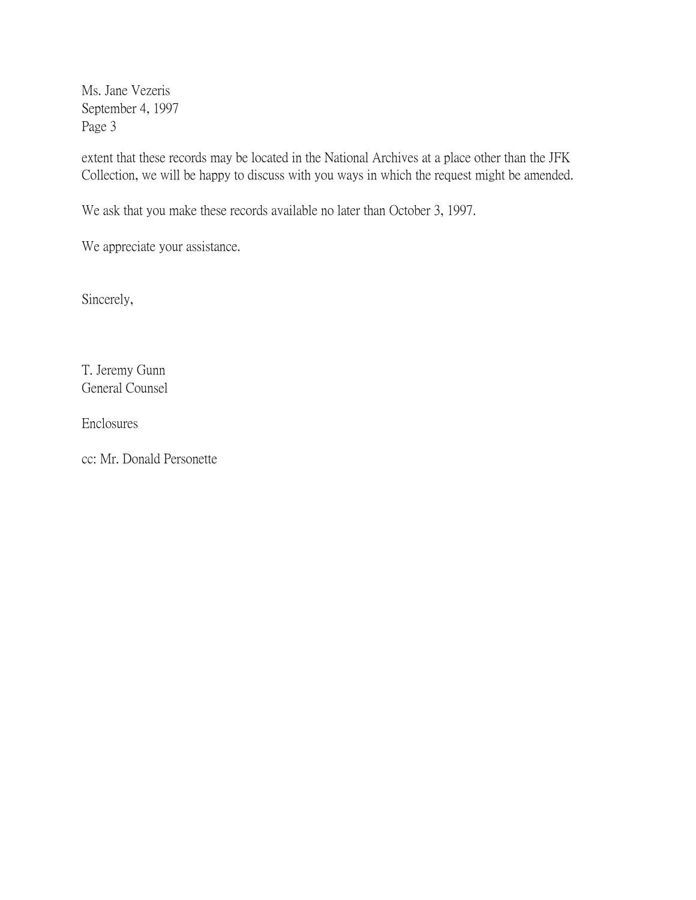extent that these records may be located in the National Archives at a place other than the JFK Collection, we will be happy to discuss with you ways in which the request might be amended.

We ask that you make these records available no later than October 3, 1997.

We appreciate your assistance.

Sincerely,

T. Jeremy Gunn
General Counsel

Enclosures

cc: Mr. Donald Personette